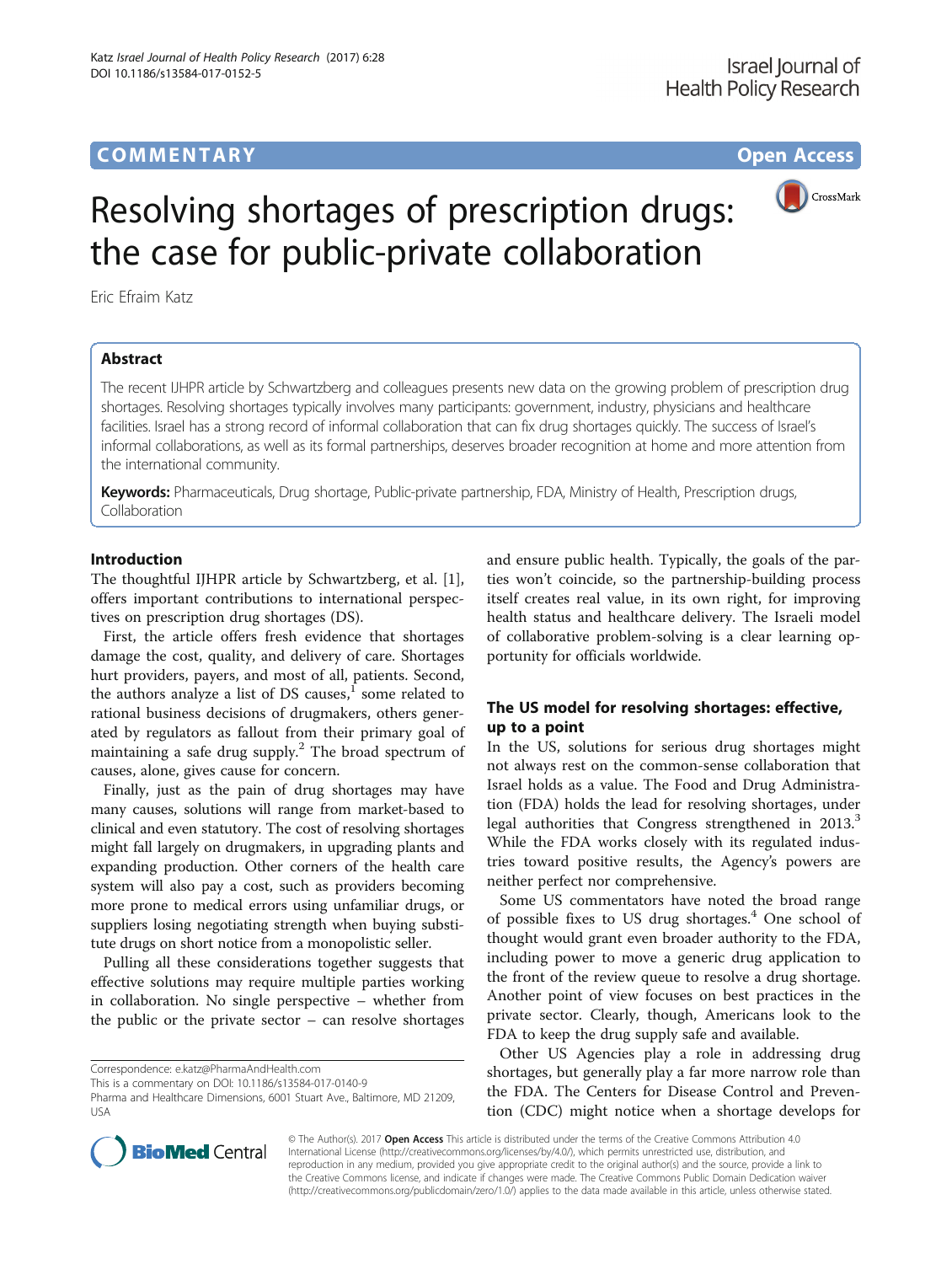# Resolving shortages of prescription drugs: the case for public-private collaboration

Eric Efraim Katz

## Abstract

The recent IJHPR article by Schwartzberg and colleagues presents new data on the growing problem of prescription drug shortages. Resolving shortages typically involves many participants: government, industry, physicians and healthcare facilities. Israel has a strong record of informal collaboration that can fix drug shortages quickly. The success of Israel's informal collaborations, as well as its formal partnerships, deserves broader recognition at home and more attention from the international community.

**Keywords:** Pharmaceuticals, Drug shortage, Public-private partnership, FDA, Ministry of Health, Prescription drugs, Collaboration

## Introduction

The thoughtful IJHPR article by Schwartzberg, et al. [1], offers important contributions to international perspectives on prescription drug shortages (DS).

First, the article offers fresh evidence that shortages damage the cost, quality, and delivery of care. Shortages hurt providers, payers, and most of all, patients. Second, the authors analyze a list of DS causes,[1] some related to rational business decisions of drugmakers, others generated by regulators as fallout from their primary goal of maintaining a safe drug supply.[2] The broad spectrum of causes, alone, gives cause for concern.

Finally, just as the pain of drug shortages may have many causes, solutions will range from market-based to clinical and even statutory. The cost of resolving shortages might fall largely on drugmakers, in upgrading plants and expanding production. Other corners of the health care system will also pay a cost, such as providers becoming more prone to medical errors using unfamiliar drugs, or suppliers losing negotiating strength when buying substitute drugs on short notice from a monopolistic seller.

Pulling all these considerations together suggests that effective solutions may require multiple parties working in collaboration. No single perspective – whether from the public or the private sector – can resolve shortages and ensure public health. Typically, the goals of the parties won't coincide, so the partnership-building process itself creates real value, in its own right, for improving health status and healthcare delivery. The Israeli model of collaborative problem-solving is a clear learning opportunity for officials worldwide.

## The US model for resolving shortages: effective, up to a point

In the US, solutions for serious drug shortages might not always rest on the common-sense collaboration that Israel holds as a value. The Food and Drug Administration (FDA) holds the lead for resolving shortages, under legal authorities that Congress strengthened in 2013.[3] While the FDA works closely with its regulated industries toward positive results, the Agency's powers are neither perfect nor comprehensive.

Some US commentators have noted the broad range of possible fixes to US drug shortages.[4] One school of thought would grant even broader authority to the FDA, including power to move a generic drug application to the front of the review queue to resolve a drug shortage. Another point of view focuses on best practices in the private sector. Clearly, though, Americans look to the FDA to keep the drug supply safe and available.

Other US Agencies play a role in addressing drug shortages, but generally play a far more narrow role than the FDA. The Centers for Disease Control and Prevention (CDC) might notice when a shortage develops for

Correspondence: e.katz@PharmaAndHealth.com

This is a commentary on DOI: 10.1186/s13584-017-0140-9

Pharma and Healthcare Dimensions, 6001 Stuart Ave., Baltimore, MD 21209, USA

© The Author(s). 2017 **Open Access** This article is distributed under the terms of the Creative Commons Attribution 4.0 International License (http://creativecommons.org/licenses/by/4.0/), which permits unrestricted use, distribution, and reproduction in any medium, provided you give appropriate credit to the original author(s) and the source, provide a link to the Creative Commons license, and indicate if changes were made. The Creative Commons Public Domain Dedication waiver (http://creativecommons.org/publicdomain/zero/1.0/) applies to the data made available in this article, unless otherwise stated.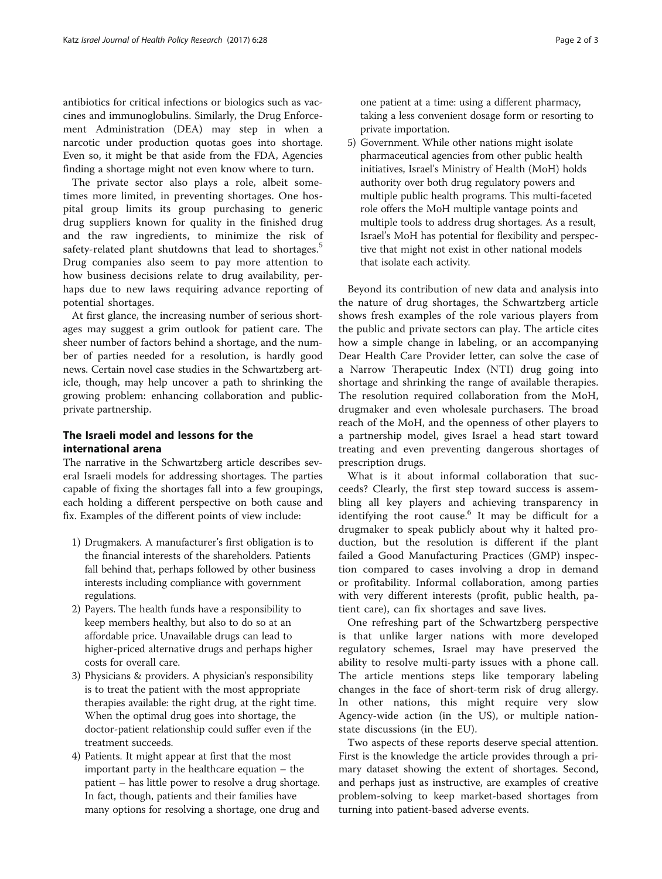antibiotics for critical infections or biologics such as vaccines and immunoglobulins. Similarly, the Drug Enforcement Administration (DEA) may step in when a narcotic under production quotas goes into shortage. Even so, it might be that aside from the FDA, Agencies finding a shortage might not even know where to turn.

The private sector also plays a role, albeit sometimes more limited, in preventing shortages. One hospital group limits its group purchasing to generic drug suppliers known for quality in the finished drug and the raw ingredients, to minimize the risk of safety-related plant shutdowns that lead to shortages.[5] Drug companies also seem to pay more attention to how business decisions relate to drug availability, perhaps due to new laws requiring advance reporting of potential shortages.

At first glance, the increasing number of serious shortages may suggest a grim outlook for patient care. The sheer number of factors behind a shortage, and the number of parties needed for a resolution, is hardly good news. Certain novel case studies in the Schwartzberg article, though, may help uncover a path to shrinking the growing problem: enhancing collaboration and public-private partnership.

## The Israeli model and lessons for the international arena

The narrative in the Schwartzberg article describes several Israeli models for addressing shortages. The parties capable of fixing the shortages fall into a few groupings, each holding a different perspective on both cause and fix. Examples of the different points of view include:

1) Drugmakers. A manufacturer's first obligation is to the financial interests of the shareholders. Patients fall behind that, perhaps followed by other business interests including compliance with government regulations.
2) Payers. The health funds have a responsibility to keep members healthy, but also to do so at an affordable price. Unavailable drugs can lead to higher-priced alternative drugs and perhaps higher costs for overall care.
3) Physicians & providers. A physician's responsibility is to treat the patient with the most appropriate therapies available: the right drug, at the right time. When the optimal drug goes into shortage, the doctor-patient relationship could suffer even if the treatment succeeds.
4) Patients. It might appear at first that the most important party in the healthcare equation – the patient – has little power to resolve a drug shortage. In fact, though, patients and their families have many options for resolving a shortage, one drug and one patient at a time: using a different pharmacy, taking a less convenient dosage form or resorting to private importation.
5) Government. While other nations might isolate pharmaceutical agencies from other public health initiatives, Israel's Ministry of Health (MoH) holds authority over both drug regulatory powers and multiple public health programs. This multi-faceted role offers the MoH multiple vantage points and multiple tools to address drug shortages. As a result, Israel's MoH has potential for flexibility and perspective that might not exist in other national models that isolate each activity.

Beyond its contribution of new data and analysis into the nature of drug shortages, the Schwartzberg article shows fresh examples of the role various players from the public and private sectors can play. The article cites how a simple change in labeling, or an accompanying Dear Health Care Provider letter, can solve the case of a Narrow Therapeutic Index (NTI) drug going into shortage and shrinking the range of available therapies. The resolution required collaboration from the MoH, drugmaker and even wholesale purchasers. The broad reach of the MoH, and the openness of other players to a partnership model, gives Israel a head start toward treating and even preventing dangerous shortages of prescription drugs.

What is it about informal collaboration that succeeds? Clearly, the first step toward success is assembling all key players and achieving transparency in identifying the root cause.[6] It may be difficult for a drugmaker to speak publicly about why it halted production, but the resolution is different if the plant failed a Good Manufacturing Practices (GMP) inspection compared to cases involving a drop in demand or profitability. Informal collaboration, among parties with very different interests (profit, public health, patient care), can fix shortages and save lives.

One refreshing part of the Schwartzberg perspective is that unlike larger nations with more developed regulatory schemes, Israel may have preserved the ability to resolve multi-party issues with a phone call. The article mentions steps like temporary labeling changes in the face of short-term risk of drug allergy. In other nations, this might require very slow Agency-wide action (in the US), or multiple nation-state discussions (in the EU).

Two aspects of these reports deserve special attention. First is the knowledge the article provides through a primary dataset showing the extent of shortages. Second, and perhaps just as instructive, are examples of creative problem-solving to keep market-based shortages from turning into patient-based adverse events.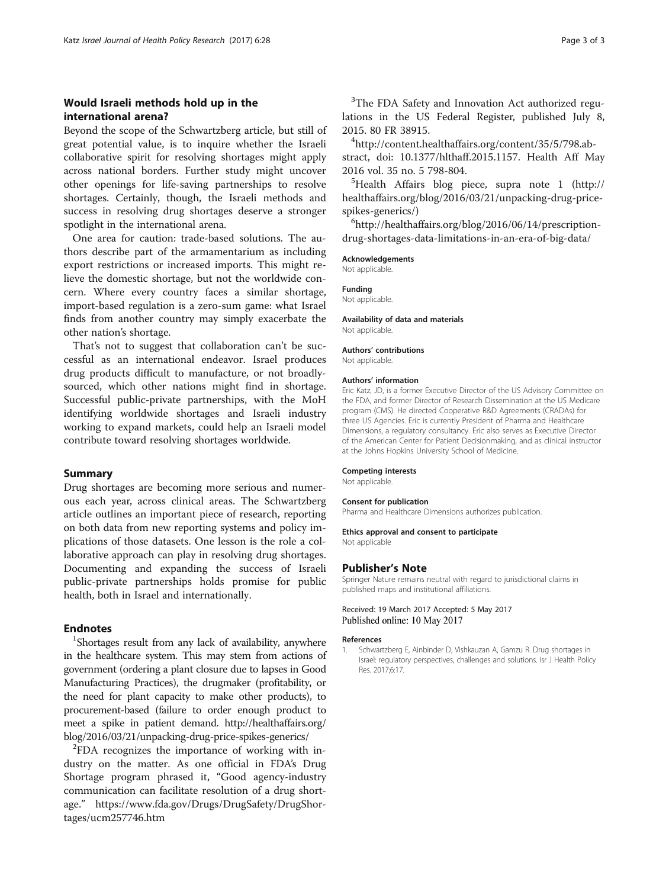## Would Israeli methods hold up in the international arena?

Beyond the scope of the Schwartzberg article, but still of great potential value, is to inquire whether the Israeli collaborative spirit for resolving shortages might apply across national borders. Further study might uncover other openings for life-saving partnerships to resolve shortages. Certainly, though, the Israeli methods and success in resolving drug shortages deserve a stronger spotlight in the international arena.

One area for caution: trade-based solutions. The authors describe part of the armamentarium as including export restrictions or increased imports. This might relieve the domestic shortage, but not the worldwide concern. Where every country faces a similar shortage, import-based regulation is a zero-sum game: what Israel finds from another country may simply exacerbate the other nation's shortage.

That's not to suggest that collaboration can't be successful as an international endeavor. Israel produces drug products difficult to manufacture, or not broadly-sourced, which other nations might find in shortage. Successful public-private partnerships, with the MoH identifying worldwide shortages and Israeli industry working to expand markets, could help an Israeli model contribute toward resolving shortages worldwide.

## Summary

Drug shortages are becoming more serious and numerous each year, across clinical areas. The Schwartzberg article outlines an important piece of research, reporting on both data from new reporting systems and policy implications of those datasets. One lesson is the role a collaborative approach can play in resolving drug shortages. Documenting and expanding the success of Israeli public-private partnerships holds promise for public health, both in Israel and internationally.

## Endnotes

[1]Shortages result from any lack of availability, anywhere in the healthcare system. This may stem from actions of government (ordering a plant closure due to lapses in Good Manufacturing Practices), the drugmaker (profitability, or the need for plant capacity to make other products), to procurement-based (failure to order enough product to meet a spike in patient demand. http://healthaffairs.org/blog/2016/03/21/unpacking-drug-price-spikes-generics/

[2]FDA recognizes the importance of working with industry on the matter. As one official in FDA's Drug Shortage program phrased it, "Good agency-industry communication can facilitate resolution of a drug shortage." https://www.fda.gov/Drugs/DrugSafety/DrugShortages/ucm257746.htm

[3]The FDA Safety and Innovation Act authorized regulations in the US Federal Register, published July 8, 2015. 80 FR 38915.

[4]http://content.healthaffairs.org/content/35/5/798.abstract, doi: 10.1377/hlthaff.2015.1157. Health Aff May 2016 vol. 35 no. 5 798-804.

[5]Health Affairs blog piece, supra note 1 (http://healthaffairs.org/blog/2016/03/21/unpacking-drug-price-spikes-generics/)

[6]http://healthaffairs.org/blog/2016/06/14/prescription-drug-shortages-data-limitations-in-an-era-of-big-data/

#### Acknowledgements
Not applicable.

#### Funding
Not applicable.

#### Availability of data and materials
Not applicable.

#### Authors' contributions
Not applicable.

#### Authors' information
Eric Katz, JD, is a former Executive Director of the US Advisory Committee on the FDA, and former Director of Research Dissemination at the US Medicare program (CMS). He directed Cooperative R&D Agreements (CRADAs) for three US Agencies. Eric is currently President of Pharma and Healthcare Dimensions, a regulatory consultancy. Eric also serves as Executive Director of the American Center for Patient Decisionmaking, and as clinical instructor at the Johns Hopkins University School of Medicine.

#### Competing interests
Not applicable.

#### Consent for publication
Pharma and Healthcare Dimensions authorizes publication.

#### Ethics approval and consent to participate
Not applicable

## Publisher's Note
Springer Nature remains neutral with regard to jurisdictional claims in published maps and institutional affiliations.

Received: 19 March 2017 Accepted: 5 May 2017
Published online: 10 May 2017

#### References
1. Schwartzberg E, Ainbinder D, Vishkauzan A, Gamzu R. Drug shortages in Israel: regulatory perspectives, challenges and solutions. Isr J Health Policy Res. 2017;6:17.